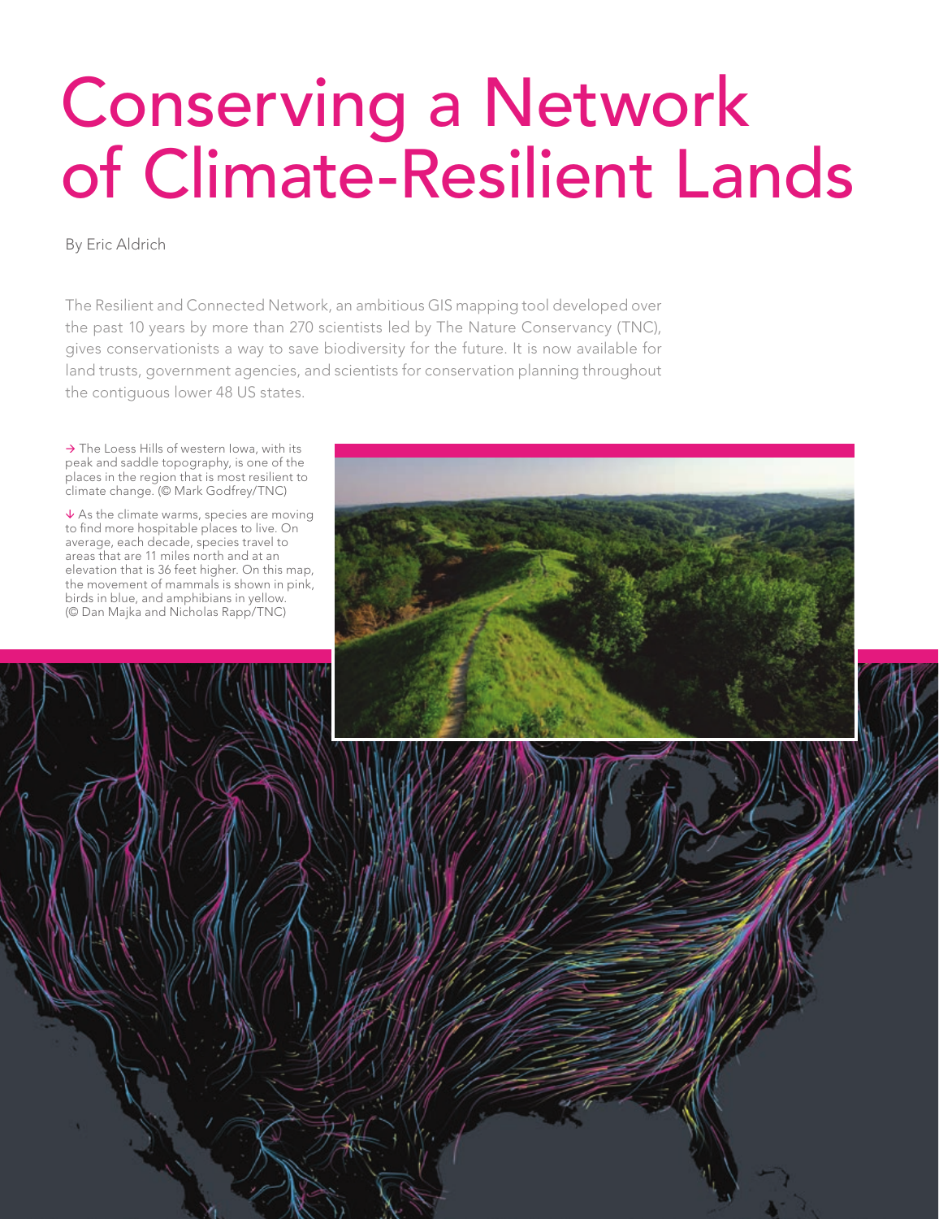# Conserving a Network of Climate-Resilient Lands

By Eric Aldrich

The Resilient and Connected Network, an ambitious GIS mapping tool developed over the past 10 years by more than 270 scientists led by The Nature Conservancy (TNC), gives conservationists a way to save biodiversity for the future. It is now available for land trusts, government agencies, and scientists for conservation planning throughout the contiguous lower 48 US states.

→ The Loess Hills of western Iowa, with its peak and saddle topography, is one of the places in the region that is most resilient to climate change. (© Mark Godfrey/TNC)

↓ As the climate warms, species are moving to find more hospitable places to live. On average, each decade, species travel to areas that are 11 miles north and at an elevation that is 36 feet higher. On this map, the movement of mammals is shown in pink, birds in blue, and amphibians in yellow. (© Dan Majka and Nicholas Rapp/TNC)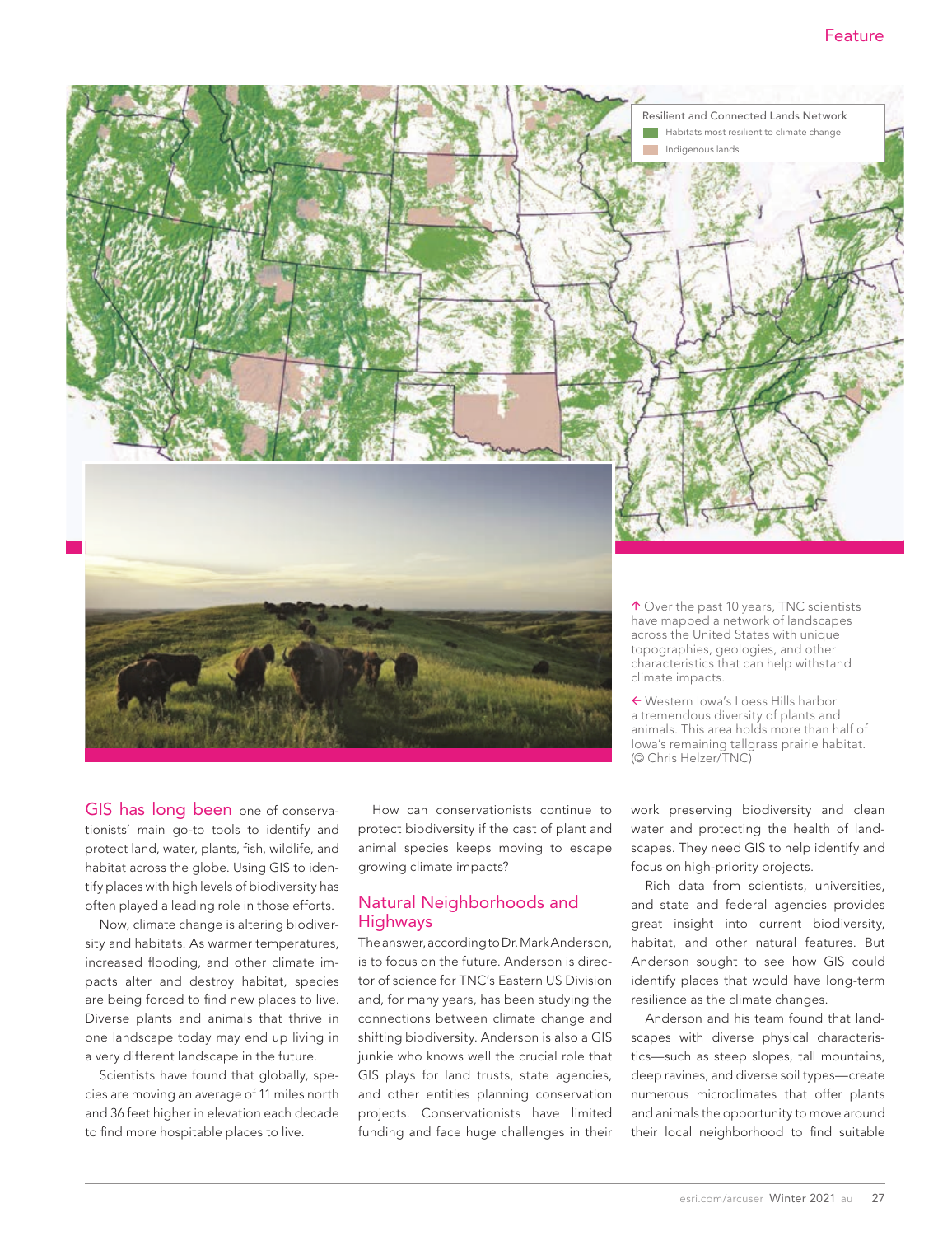Resilient and Connected Lands Network

Habitats most resilient to climate change

Indigenous lands

↑ Over the past 10 years, TNC scientists have mapped a network of landscapes across the United States with unique topographies, geologies, and other characteristics that can help withstand climate impacts.

← Western Iowa's Loess Hills harbor a tremendous diversity of plants and animals. This area holds more than half of Iowa's remaining tallgrass prairie habitat. (© Chris Helzer/TNC)

GIS has long been one of conservationists' main go-to tools to identify and protect land, water, plants, fish, wildlife, and habitat across the globe. Using GIS to identify places with high levels of biodiversity has often played a leading role in those efforts.

Now, climate change is altering biodiversity and habitats. As warmer temperatures, increased flooding, and other climate impacts alter and destroy habitat, species are being forced to find new places to live. Diverse plants and animals that thrive in one landscape today may end up living in a very different landscape in the future.

Scientists have found that globally, species are moving an average of 11 miles north and 36 feet higher in elevation each decade to find more hospitable places to live.

How can conservationists continue to protect biodiversity if the cast of plant and animal species keeps moving to escape growing climate impacts?

## Natural Neighborhoods and Highways

The answer, according to Dr. Mark Anderson, is to focus on the future. Anderson is director of science for TNC's Eastern US Division and, for many years, has been studying the connections between climate change and shifting biodiversity. Anderson is also a GIS junkie who knows well the crucial role that GIS plays for land trusts, state agencies, and other entities planning conservation projects. Conservationists have limited funding and face huge challenges in their work preserving biodiversity and clean water and protecting the health of landscapes. They need GIS to help identify and focus on high-priority projects.

Rich data from scientists, universities, and state and federal agencies provides great insight into current biodiversity, habitat, and other natural features. But Anderson sought to see how GIS could identify places that would have long-term resilience as the climate changes.

Anderson and his team found that landscapes with diverse physical characteristics—such as steep slopes, tall mountains, deep ravines, and diverse soil types—create numerous microclimates that offer plants and animals the opportunity to move around their local neighborhood to find suitable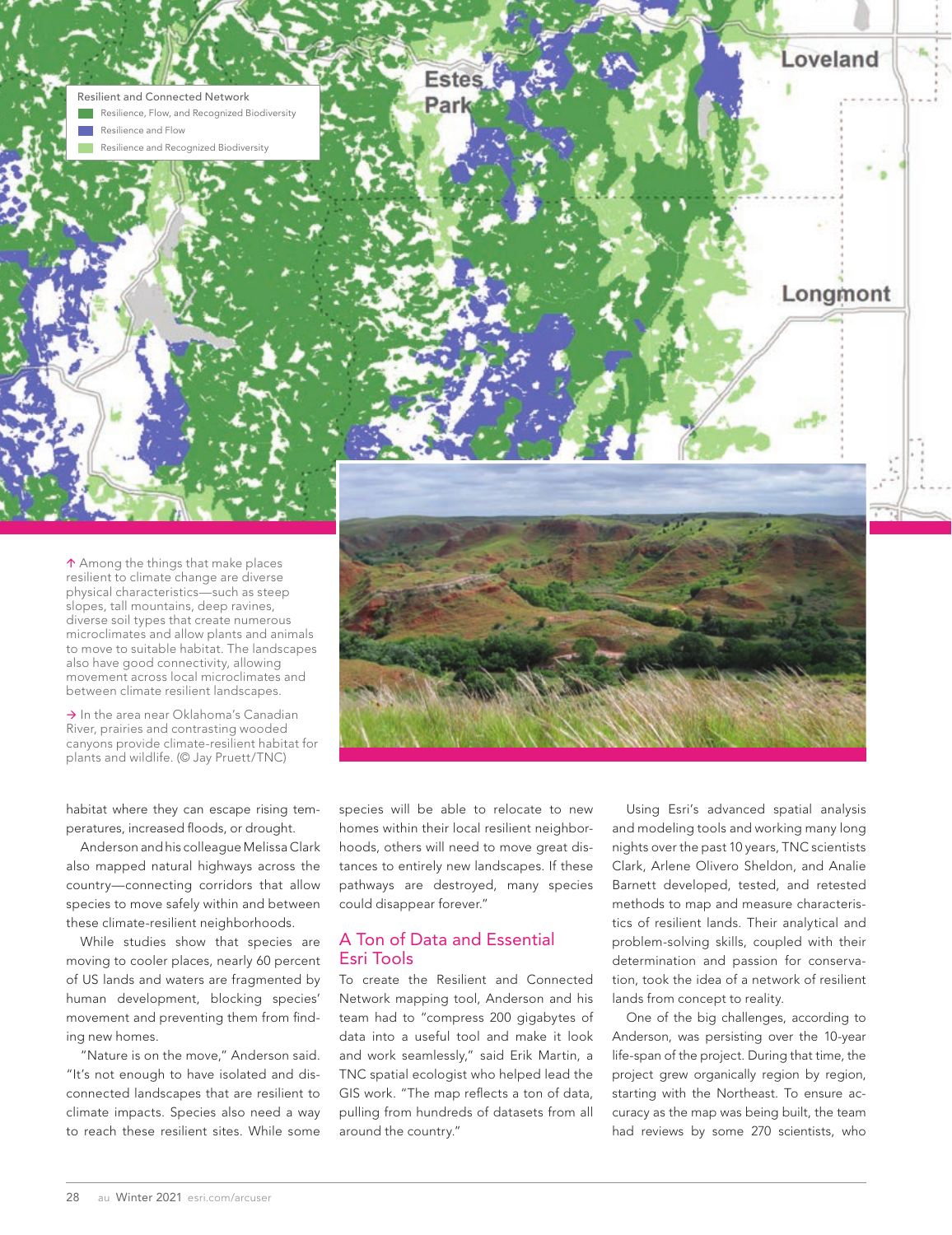Resilient and Connected Network

- Resilience, Flow, and Recognized Biodiversity
- Resilience and Flow
- Resilience and Recognized Biodiversity

↑ Among the things that make places resilient to climate change are diverse physical characteristics—such as steep slopes, tall mountains, deep ravines, diverse soil types that create numerous microclimates and allow plants and animals to move to suitable habitat. The landscapes also have good connectivity, allowing movement across local microclimates and between climate resilient landscapes.

→ In the area near Oklahoma's Canadian River, prairies and contrasting wooded canyons provide climate-resilient habitat for plants and wildlife. (© Jay Pruett/TNC)

habitat where they can escape rising temperatures, increased floods, or drought.

Anderson and his colleague Melissa Clark also mapped natural highways across the country—connecting corridors that allow species to move safely within and between these climate-resilient neighborhoods.

While studies show that species are moving to cooler places, nearly 60 percent of US lands and waters are fragmented by human development, blocking species' movement and preventing them from finding new homes.

"Nature is on the move," Anderson said. "It's not enough to have isolated and disconnected landscapes that are resilient to climate impacts. Species also need a way to reach these resilient sites. While some species will be able to relocate to new homes within their local resilient neighborhoods, others will need to move great distances to entirely new landscapes. If these pathways are destroyed, many species could disappear forever."

## A Ton of Data and Essential Esri Tools

To create the Resilient and Connected Network mapping tool, Anderson and his team had to "compress 200 gigabytes of data into a useful tool and make it look and work seamlessly," said Erik Martin, a TNC spatial ecologist who helped lead the GIS work. "The map reflects a ton of data, pulling from hundreds of datasets from all around the country."

Using Esri's advanced spatial analysis and modeling tools and working many long nights over the past 10 years, TNC scientists Clark, Arlene Olivero Sheldon, and Analie Barnett developed, tested, and retested methods to map and measure characteristics of resilient lands. Their analytical and problem-solving skills, coupled with their determination and passion for conservation, took the idea of a network of resilient lands from concept to reality.

One of the big challenges, according to Anderson, was persisting over the 10-year life-span of the project. During that time, the project grew organically region by region, starting with the Northeast. To ensure accuracy as the map was being built, the team had reviews by some 270 scientists, who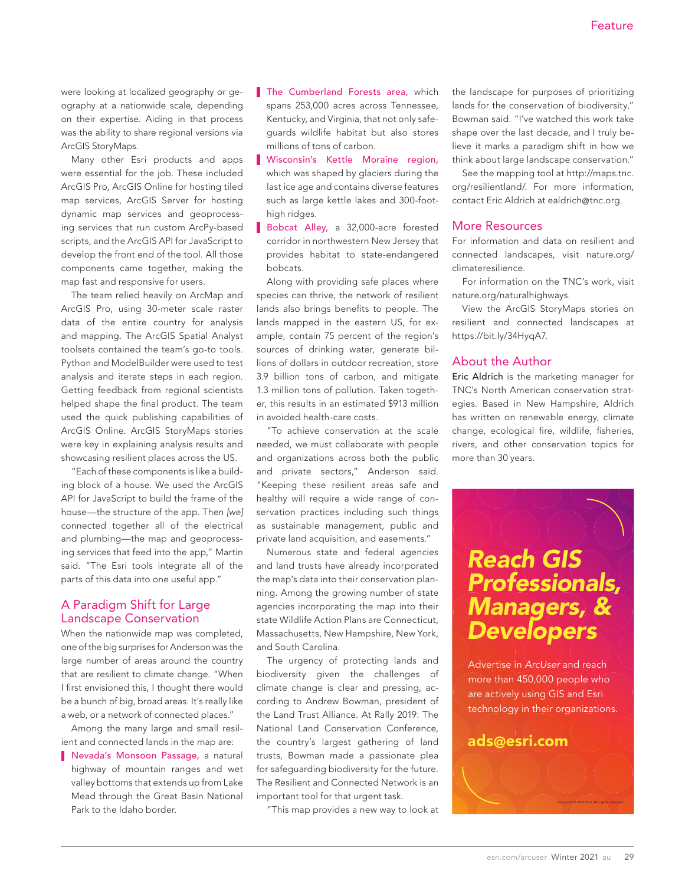were looking at localized geography or geography at a nationwide scale, depending on their expertise. Aiding in that process was the ability to share regional versions via ArcGIS StoryMaps.

Many other Esri products and apps were essential for the job. These included ArcGIS Pro, ArcGIS Online for hosting tiled map services, ArcGIS Server for hosting dynamic map services and geoprocessing services that run custom ArcPy-based scripts, and the ArcGIS API for JavaScript to develop the front end of the tool. All those components came together, making the map fast and responsive for users.

The team relied heavily on ArcMap and ArcGIS Pro, using 30-meter scale raster data of the entire country for analysis and mapping. The ArcGIS Spatial Analyst toolsets contained the team's go-to tools. Python and ModelBuilder were used to test analysis and iterate steps in each region. Getting feedback from regional scientists helped shape the final product. The team used the quick publishing capabilities of ArcGIS Online. ArcGIS StoryMaps stories were key in explaining analysis results and showcasing resilient places across the US.

"Each of these components is like a building block of a house. We used the ArcGIS API for JavaScript to build the frame of the house—the structure of the app. Then *[we]* connected together all of the electrical and plumbing—the map and geoprocessing services that feed into the app," Martin said. "The Esri tools integrate all of the parts of this data into one useful app."

## A Paradigm Shift for Large Landscape Conservation

When the nationwide map was completed, one of the big surprises for Anderson was the large number of areas around the country that are resilient to climate change. "When I first envisioned this, I thought there would be a bunch of big, broad areas. It's really like a web, or a network of connected places."

Among the many large and small resilient and connected lands in the map are:

- Nevada's Monsoon Passage, a natural highway of mountain ranges and wet valley bottoms that extends up from Lake Mead through the Great Basin National Park to the Idaho border.
- The Cumberland Forests area, which spans 253,000 acres across Tennessee, Kentucky, and Virginia, that not only safeguards wildlife habitat but also stores millions of tons of carbon.
- Wisconsin's Kettle Moraine region, which was shaped by glaciers during the last ice age and contains diverse features such as large kettle lakes and 300-foot-high ridges.
- Bobcat Alley, a 32,000-acre forested corridor in northwestern New Jersey that provides habitat to state-endangered bobcats.

Along with providing safe places where species can thrive, the network of resilient lands also brings benefits to people. The lands mapped in the eastern US, for example, contain 75 percent of the region's sources of drinking water, generate billions of dollars in outdoor recreation, store 3.9 billion tons of carbon, and mitigate 1.3 million tons of pollution. Taken together, this results in an estimated $913 million in avoided health-care costs.

"To achieve conservation at the scale needed, we must collaborate with people and organizations across both the public and private sectors," Anderson said. "Keeping these resilient areas safe and healthy will require a wide range of conservation practices including such things as sustainable management, public and private land acquisition, and easements."

Numerous state and federal agencies and land trusts have already incorporated the map's data into their conservation planning. Among the growing number of state agencies incorporating the map into their state Wildlife Action Plans are Connecticut, Massachusetts, New Hampshire, New York, and South Carolina.

The urgency of protecting lands and biodiversity given the challenges of climate change is clear and pressing, according to Andrew Bowman, president of the Land Trust Alliance. At Rally 2019: The National Land Conservation Conference, the country's largest gathering of land trusts, Bowman made a passionate plea for safeguarding biodiversity for the future. The Resilient and Connected Network is an important tool for that urgent task.

"This map provides a new way to look at the landscape for purposes of prioritizing lands for the conservation of biodiversity," Bowman said. "I've watched this work take shape over the last decade, and I truly believe it marks a paradigm shift in how we think about large landscape conservation."

See the mapping tool at http://maps.tnc.org/resilientland/. For more information, contact Eric Aldrich at ealdrich@tnc.org.

## More Resources

For information and data on resilient and connected landscapes, visit nature.org/climateresilience.

For information on the TNC's work, visit nature.org/naturalhighways.

View the ArcGIS StoryMaps stories on resilient and connected landscapes at https://bit.ly/34HyqA7.

## About the Author

**Eric Aldrich** is the marketing manager for TNC's North American conservation strategies. Based in New Hampshire, Aldrich has written on renewable energy, climate change, ecological fire, wildlife, fisheries, rivers, and other conservation topics for more than 30 years.

**Reach GIS Professionals, Managers, & Developers**

Advertise in *ArcUser* and reach more than 450,000 people who are actively using GIS and Esri technology in their organizations.

**ads@esri.com**

Copyright © 2020 Esri. All rights reserved.